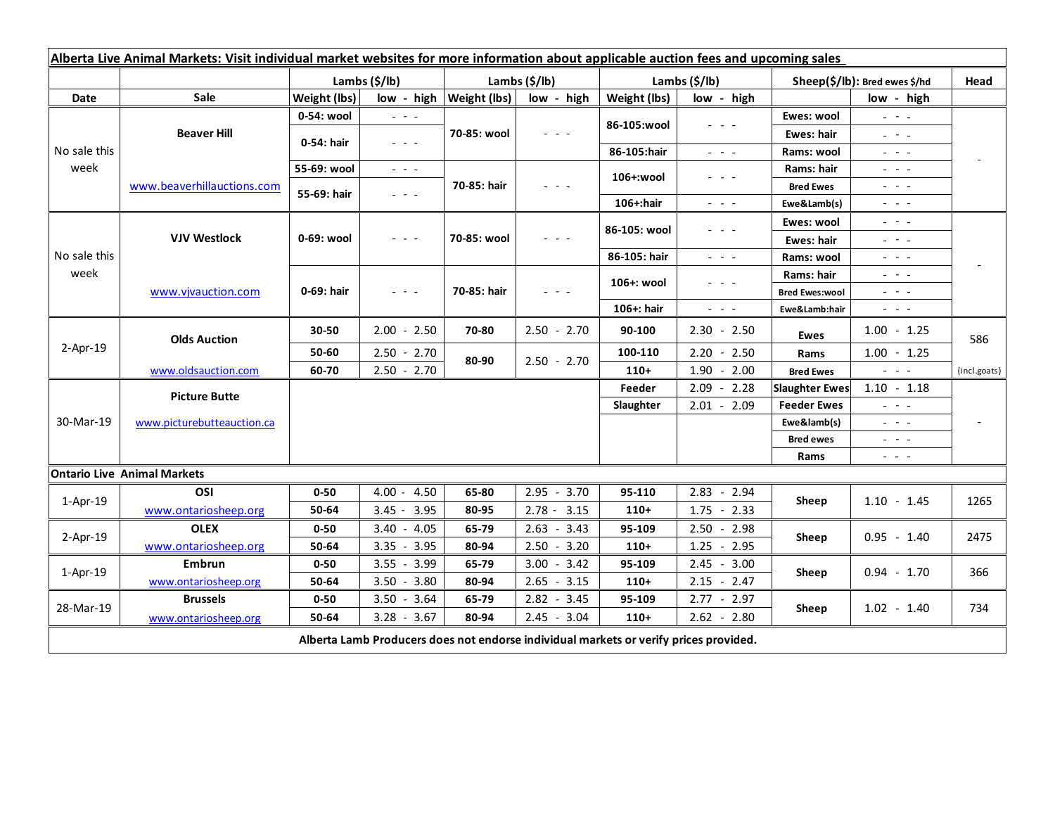| Alberta Live Animal Markets: Visit individual market websites for more information about applicable auction fees and upcoming sales | | | | | | | | | | |
|---|---|---|---|---|---|---|---|---|---|---|
| | | Lambs ($/lb) | | Lambs ($/lb) | | Lambs ($/lb) | | Sheep($/lb): Bred ewes $/hd | | Head |
| Date | Sale | Weight (lbs) | low - high | Weight (lbs) | low - high | Weight (lbs) | low - high | | low - high | |
| No sale this week | Beaver Hill | 0-54: wool | - - - | 70-85: wool | - - - | 86-105:wool | - - - | Ewes: wool | - - - | - |
| | | 0-54: hair | - - - | | | | | Ewes: hair | - - - | |
| | | | | | | 86-105:hair | - - - | Rams: wool | - - - | |
| | www.beaverhillauctions.com | 55-69: wool | - - - | 70-85: hair | - - - | 106+:wool | - - - | Rams: hair | - - - | |
| | | 55-69: hair | - - - | | | | | Bred Ewes | - - - | |
| | | | | | | 106+:hair | - - - | Ewe&Lamb(s) | - - - | |
| No sale this week | VJV Westlock | 0-69: wool | - - - | 70-85: wool | - - - | 86-105: wool | - - - | Ewes: wool | - - - | - |
| | | | | | | | | Ewes: hair | - - - | |
| | | | | | | 86-105: hair | - - - | Rams: wool | - - - | |
| | www.vjvauction.com | 0-69: hair | - - - | 70-85: hair | - - - | 106+: wool | - - - | Rams: hair | - - - | |
| | | | | | | | | Bred Ewes:wool | - - - | |
| | | | | | | 106+: hair | - - - | Ewe&Lamb:hair | - - - | |
| 2-Apr-19 | Olds Auction | 30-50 | 2.00 - 2.50 | 70-80 | 2.50 - 2.70 | 90-100 | 2.30 - 2.50 | Ewes | 1.00 - 1.25 | 586 |
| | | 50-60 | 2.50 - 2.70 | 80-90 | 2.50 - 2.70 | 100-110 | 2.20 - 2.50 | Rams | 1.00 - 1.25 | |
| | www.oldsauction.com | 60-70 | 2.50 - 2.70 | | | 110+ | 1.90 - 2.00 | Bred Ewes | - - - | (incl.goats) |
| 30-Mar-19 | Picture Butte | | | | | Feeder | 2.09 - 2.28 | Slaughter Ewes | 1.10 - 1.18 | - |
| | www.picturebutteauction.ca | | | | | Slaughter | 2.01 - 2.09 | Feeder Ewes | - - - | |
| | | | | | | | | Ewe&lamb(s) | - - - | |
| | | | | | | | | Bred ewes | - - - | |
| | | | | | | | | Rams | - - - | |
| **Ontario Live Animal Markets** | | | | | | | | | | |
| 1-Apr-19 | OSI | 0-50 | 4.00 - 4.50 | 65-80 | 2.95 - 3.70 | 95-110 | 2.83 - 2.94 | Sheep | 1.10 - 1.45 | 1265 |
| | www.ontariosheep.org | 50-64 | 3.45 - 3.95 | 80-95 | 2.78 - 3.15 | 110+ | 1.75 - 2.33 | | | |
| 2-Apr-19 | OLEX | 0-50 | 3.40 - 4.05 | 65-79 | 2.63 - 3.43 | 95-109 | 2.50 - 2.98 | Sheep | 0.95 - 1.40 | 2475 |
| | www.ontariosheep.org | 50-64 | 3.35 - 3.95 | 80-94 | 2.50 - 3.20 | 110+ | 1.25 - 2.95 | | | |
| 1-Apr-19 | Embrun | 0-50 | 3.55 - 3.99 | 65-79 | 3.00 - 3.42 | 95-109 | 2.45 - 3.00 | Sheep | 0.94 - 1.70 | 366 |
| | www.ontariosheep.org | 50-64 | 3.50 - 3.80 | 80-94 | 2.65 - 3.15 | 110+ | 2.15 - 2.47 | | | |
| 28-Mar-19 | Brussels | 0-50 | 3.50 - 3.64 | 65-79 | 2.82 - 3.45 | 95-109 | 2.77 - 2.97 | Sheep | 1.02 - 1.40 | 734 |
| | www.ontariosheep.org | 50-64 | 3.28 - 3.67 | 80-94 | 2.45 - 3.04 | 110+ | 2.62 - 2.80 | | | |

**Alberta Lamb Producers does not endorse individual markets or verify prices provided.**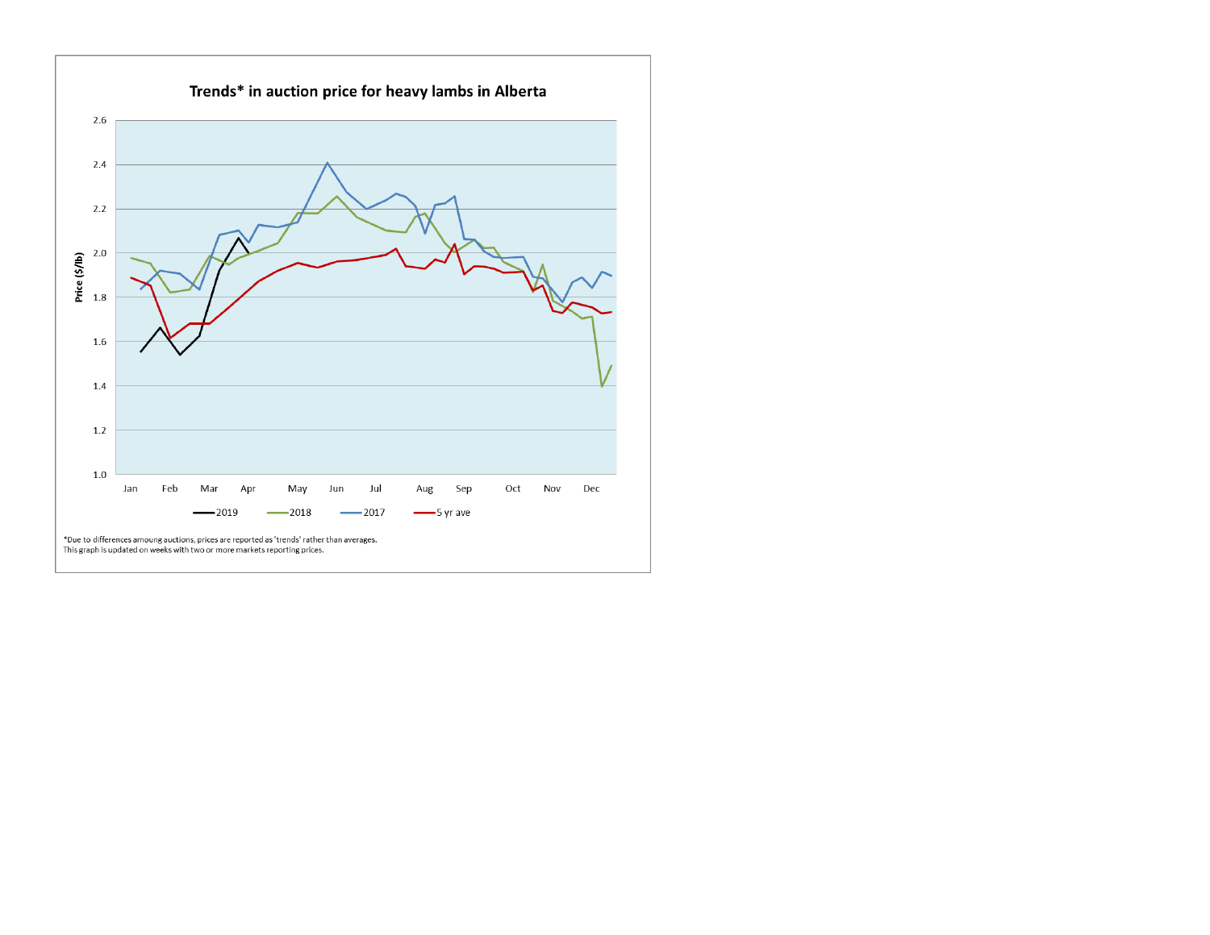**Trends* in auction price for heavy lambs in Alberta**

Price ($/lb)

2.6
2.4
2.2
2.0
1.8
1.6
1.4
1.2
1.0

Jan Feb Mar Apr May Jun Jul Aug Sep Oct Nov Dec

2019 2018 2017 5 yr ave

*Due to differences amoung auctions, prices are reported as 'trends' rather than averages.
This graph is updated on weeks with two or more markets reporting prices.